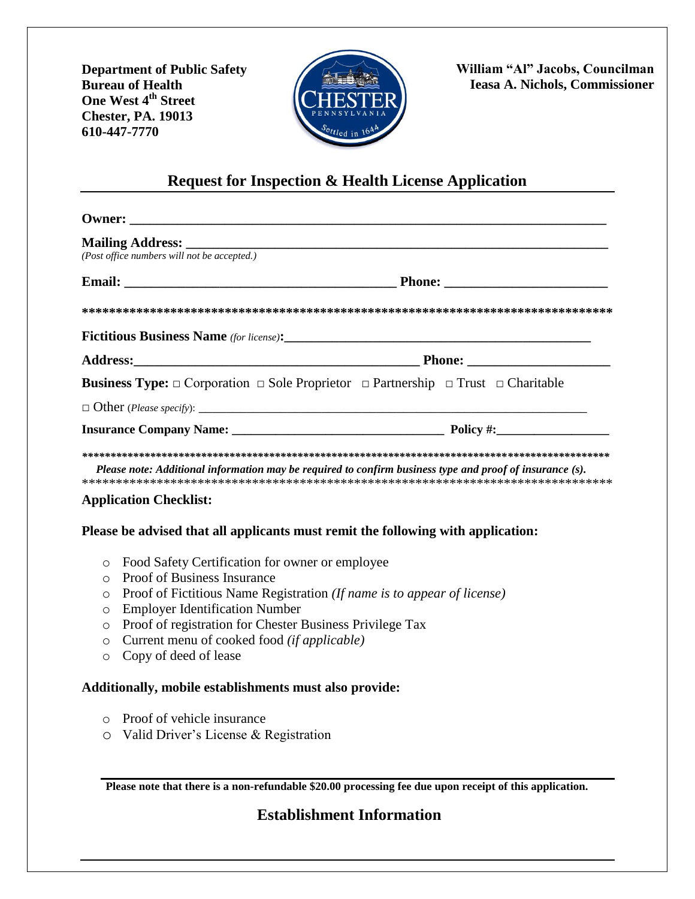**Department of Public Safety**
**Bureau of Health**
**One West 4th Street**
**Chester, PA. 19013**
**610-447-7770**

**William "Al" Jacobs, Councilman**
**Ieasa A. Nichols, Commissioner**

## Request for Inspection & Health License Application

**Owner:** ___________________________________________________________________

**Mailing Address:** ____________________________________________________________
*(Post office numbers will not be accepted.)*

**Email:** ________________________________________ **Phone:** ________________________

*******************************************************************************

**Fictitious Business Name** *(for license)*: ___________________________________________

**Address:** __________________________________________ **Phone:** ____________________

**Business Type:** □ Corporation □ Sole Proprietor □ Partnership □ Trust □ Charitable

□ Other (*Please specify*): ____________________________________________________________

**Insurance Company Name:** ________________________________ **Policy #:** _________________

*******************************************************************************

***Please note: Additional information may be required to confirm business type and proof of insurance (s).***

*******************************************************************************

**Application Checklist:**

**Please be advised that all applicants must remit the following with application:**

- Food Safety Certification for owner or employee
- Proof of Business Insurance
- Proof of Fictitious Name Registration *(If name is to appear of license)*
- Employer Identification Number
- Proof of registration for Chester Business Privilege Tax
- Current menu of cooked food *(if applicable)*
- Copy of deed of lease

**Additionally, mobile establishments must also provide:**

- Proof of vehicle insurance
- Valid Driver's License & Registration

**Please note that there is a non-refundable $20.00 processing fee due upon receipt of this application.**

## Establishment Information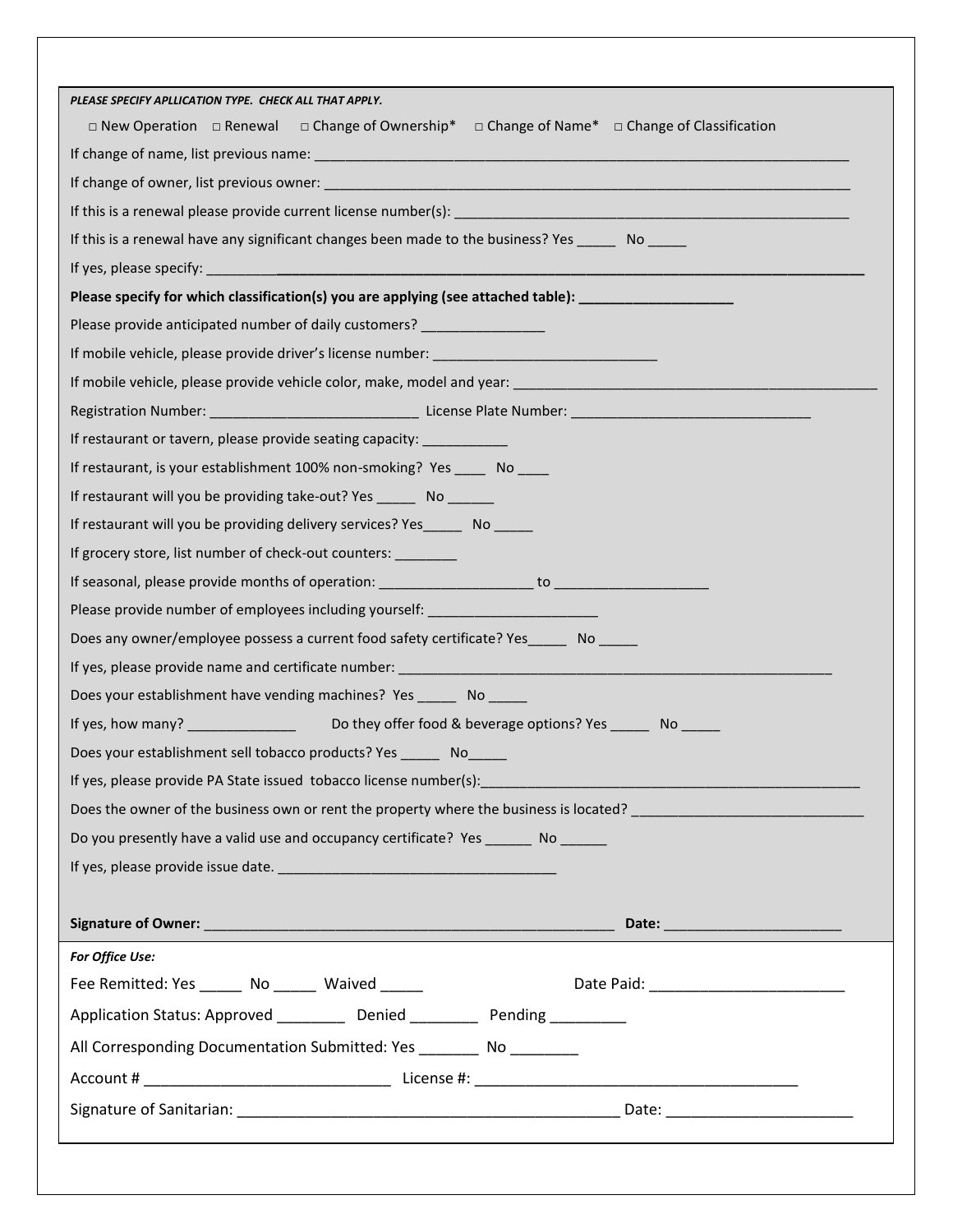***PLEASE SPECIFY APLLICATION TYPE. CHECK ALL THAT APPLY.***

□ New Operation □ Renewal □ Change of Ownership* □ Change of Name* □ Change of Classification

If change of name, list previous name: ____________________________________________________________________________

If change of owner, list previous owner: ____________________________________________________________________________

If this is a renewal please provide current license number(s): _______________________________________________________

If this is a renewal have any significant changes been made to the business? Yes _____ No _____

If yes, please specify: ______________________________________________________________________________________

**Please specify for which classification(s) you are applying (see attached table): ____________________**

Please provide anticipated number of daily customers? _______________

If mobile vehicle, please provide driver's license number: ____________________________

If mobile vehicle, please provide vehicle color, make, model and year: _______________________________________________

Registration Number: __________________________ License Plate Number: ______________________________

If restaurant or tavern, please provide seating capacity: ___________

If restaurant, is your establishment 100% non-smoking? Yes ____ No ____

If restaurant will you be providing take-out? Yes _____ No ______

If restaurant will you be providing delivery services? Yes_____ No _____

If grocery store, list number of check-out counters: ________

If seasonal, please provide months of operation: ___________________ to ___________________

Please provide number of employees including yourself: _____________________

Does any owner/employee possess a current food safety certificate? Yes_____ No _____

If yes, please provide name and certificate number: _______________________________________________________

Does your establishment have vending machines? Yes _____ No _____

If yes, how many? ______________ Do they offer food & beverage options? Yes _____ No _____

Does your establishment sell tobacco products? Yes _____ No_____

If yes, please provide PA State issued tobacco license number(s):_________________________________________________

Does the owner of the business own or rent the property where the business is located? ______________________________

Do you presently have a valid use and occupancy certificate? Yes ______ No ______

If yes, please provide issue date. ___________________________________

**Signature of Owner:** _____________________________________________________ **Date:** ______________________

***For Office Use:***

Fee Remitted: Yes _____ No _____ Waived _____ Date Paid: _______________________

Application Status: Approved ________ Denied ________ Pending _________

All Corresponding Documentation Submitted: Yes _______ No ________

Account # _____________________________ License #: ______________________________________

Signature of Sanitarian: _____________________________________________ Date: ______________________